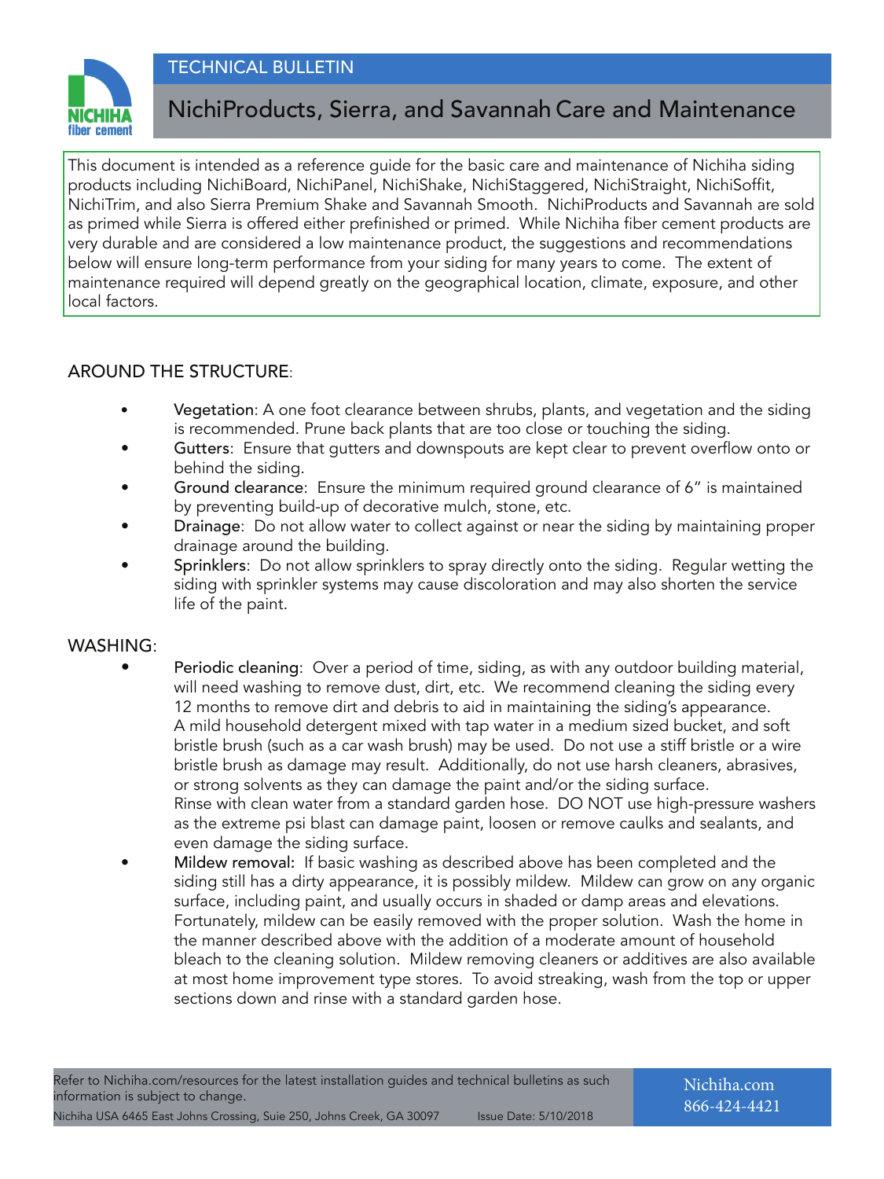TECHNICAL BULLETIN

# NichiProducts, Sierra, and Savannah Care and Maintenance

This document is intended as a reference guide for the basic care and maintenance of Nichiha siding products including NichiBoard, NichiPanel, NichiShake, NichiStaggered, NichiStraight, NichiSoffit, NichiTrim, and also Sierra Premium Shake and Savannah Smooth. NichiProducts and Savannah are sold as primed while Sierra is offered either prefinished or primed. While Nichiha fiber cement products are very durable and are considered a low maintenance product, the suggestions and recommendations below will ensure long-term performance from your siding for many years to come. The extent of maintenance required will depend greatly on the geographical location, climate, exposure, and other local factors.

## AROUND THE STRUCTURE:

- Vegetation: A one foot clearance between shrubs, plants, and vegetation and the siding is recommended. Prune back plants that are too close or touching the siding.
- Gutters: Ensure that gutters and downspouts are kept clear to prevent overflow onto or behind the siding.
- Ground clearance: Ensure the minimum required ground clearance of 6" is maintained by preventing build-up of decorative mulch, stone, etc.
- Drainage: Do not allow water to collect against or near the siding by maintaining proper drainage around the building.
- Sprinklers: Do not allow sprinklers to spray directly onto the siding. Regular wetting the siding with sprinkler systems may cause discoloration and may also shorten the service life of the paint.

## WASHING:

- Periodic cleaning: Over a period of time, siding, as with any outdoor building material, will need washing to remove dust, dirt, etc. We recommend cleaning the siding every 12 months to remove dirt and debris to aid in maintaining the siding's appearance. A mild household detergent mixed with tap water in a medium sized bucket, and soft bristle brush (such as a car wash brush) may be used. Do not use a stiff bristle or a wire bristle brush as damage may result. Additionally, do not use harsh cleaners, abrasives, or strong solvents as they can damage the paint and/or the siding surface. Rinse with clean water from a standard garden hose. DO NOT use high-pressure washers as the extreme psi blast can damage paint, loosen or remove caulks and sealants, and even damage the siding surface.
- **Mildew removal:** If basic washing as described above has been completed and the siding still has a dirty appearance, it is possibly mildew. Mildew can grow on any organic surface, including paint, and usually occurs in shaded or damp areas and elevations. Fortunately, mildew can be easily removed with the proper solution. Wash the home in the manner described above with the addition of a moderate amount of household bleach to the cleaning solution. Mildew removing cleaners or additives are also available at most home improvement type stores. To avoid streaking, wash from the top or upper sections down and rinse with a standard garden hose.

Refer to Nichiha.com/resources for the latest installation guides and technical bulletins as such information is subject to change.

Nichiha USA 6465 East Johns Crossing, Suie 250, Johns Creek, GA 30097 Issue Date: 5/10/2018

Nichiha.com
866-424-4421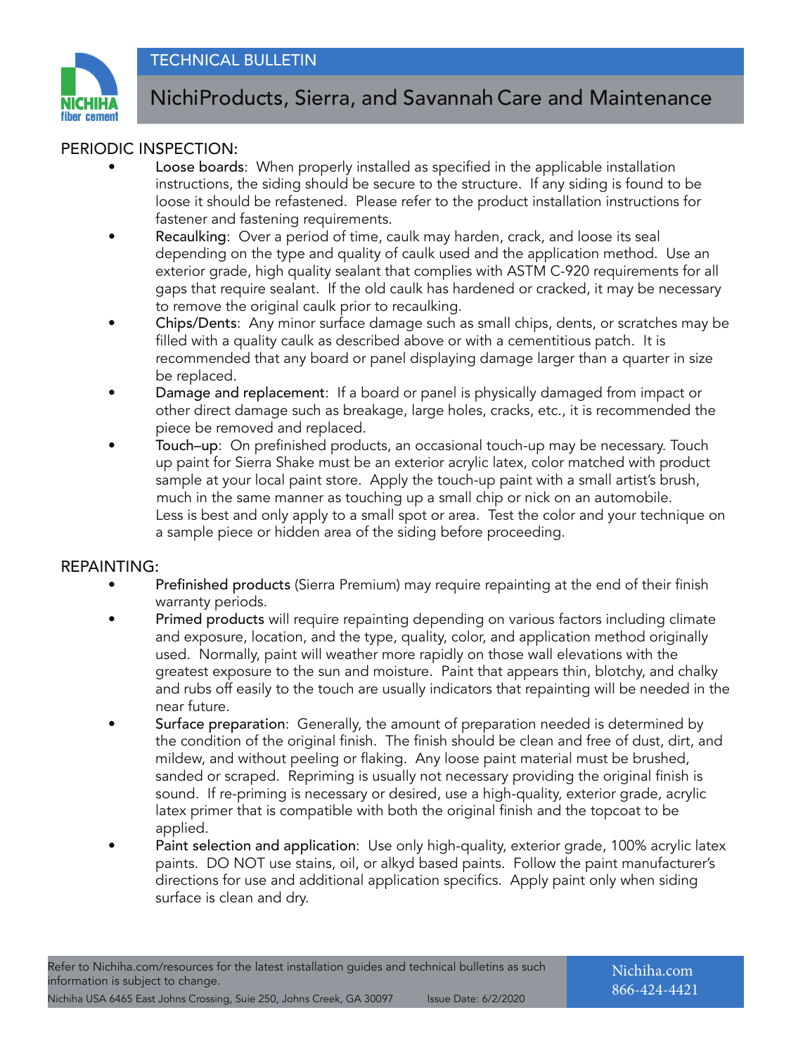# NichiProducts, Sierra, and Savannah Care and Maintenance

TECHNICAL BULLETIN

## PERIODIC INSPECTION:

- Loose boards: When properly installed as specified in the applicable installation instructions, the siding should be secure to the structure. If any siding is found to be loose it should be refastened. Please refer to the product installation instructions for fastener and fastening requirements.
- Recaulking: Over a period of time, caulk may harden, crack, and loose its seal depending on the type and quality of caulk used and the application method. Use an exterior grade, high quality sealant that complies with ASTM C-920 requirements for all gaps that require sealant. If the old caulk has hardened or cracked, it may be necessary to remove the original caulk prior to recaulking.
- Chips/Dents: Any minor surface damage such as small chips, dents, or scratches may be filled with a quality caulk as described above or with a cementitious patch. It is recommended that any board or panel displaying damage larger than a quarter in size be replaced.
- Damage and replacement: If a board or panel is physically damaged from impact or other direct damage such as breakage, large holes, cracks, etc., it is recommended the piece be removed and replaced.
- Touch–up: On prefinished products, an occasional touch-up may be necessary. Touch up paint for Sierra Shake must be an exterior acrylic latex, color matched with product sample at your local paint store. Apply the touch-up paint with a small artist's brush, much in the same manner as touching up a small chip or nick on an automobile. Less is best and only apply to a small spot or area. Test the color and your technique on a sample piece or hidden area of the siding before proceeding.

## REPAINTING:

- Prefinished products (Sierra Premium) may require repainting at the end of their finish warranty periods.
- Primed products will require repainting depending on various factors including climate and exposure, location, and the type, quality, color, and application method originally used. Normally, paint will weather more rapidly on those wall elevations with the greatest exposure to the sun and moisture. Paint that appears thin, blotchy, and chalky and rubs off easily to the touch are usually indicators that repainting will be needed in the near future.
- Surface preparation: Generally, the amount of preparation needed is determined by the condition of the original finish. The finish should be clean and free of dust, dirt, and mildew, and without peeling or flaking. Any loose paint material must be brushed, sanded or scraped. Repriming is usually not necessary providing the original finish is sound. If re-priming is necessary or desired, use a high-quality, exterior grade, acrylic latex primer that is compatible with both the original finish and the topcoat to be applied.
- Paint selection and application: Use only high-quality, exterior grade, 100% acrylic latex paints. DO NOT use stains, oil, or alkyd based paints. Follow the paint manufacturer's directions for use and additional application specifics. Apply paint only when siding surface is clean and dry.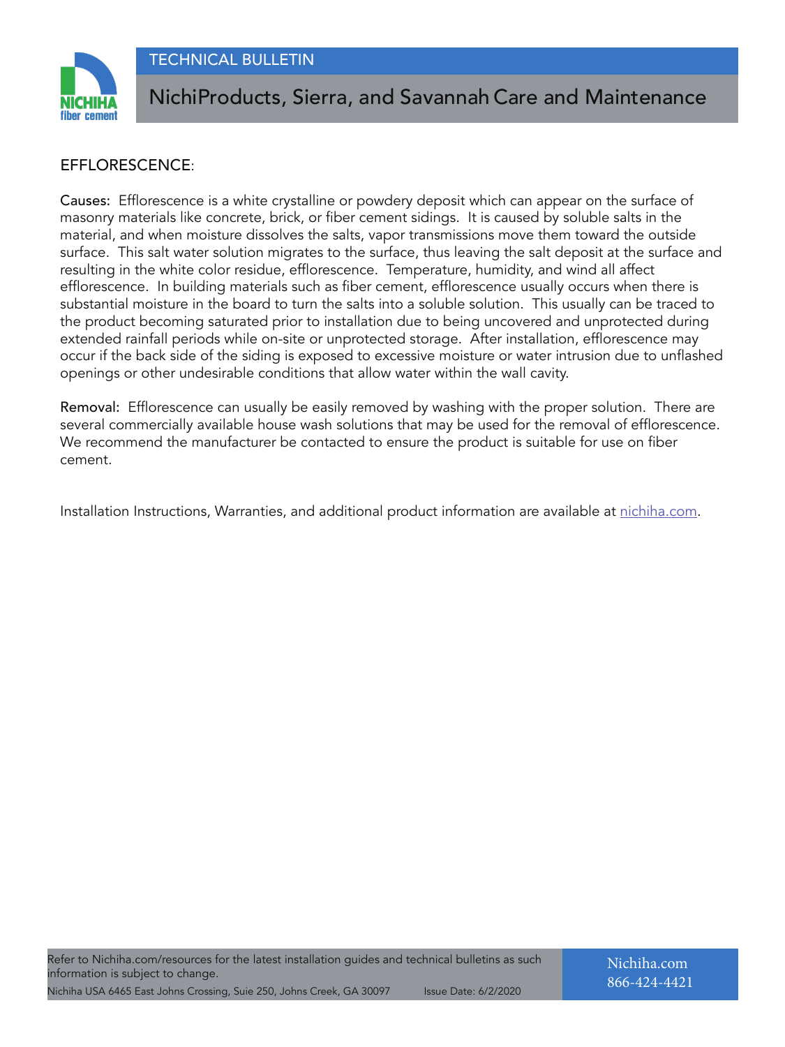TECHNICAL BULLETIN

# NichiProducts, Sierra, and Savannah Care and Maintenance

## EFFLORESCENCE:

**Causes:** Efflorescence is a white crystalline or powdery deposit which can appear on the surface of masonry materials like concrete, brick, or fiber cement sidings. It is caused by soluble salts in the material, and when moisture dissolves the salts, vapor transmissions move them toward the outside surface. This salt water solution migrates to the surface, thus leaving the salt deposit at the surface and resulting in the white color residue, efflorescence. Temperature, humidity, and wind all affect efflorescence. In building materials such as fiber cement, efflorescence usually occurs when there is substantial moisture in the board to turn the salts into a soluble solution. This usually can be traced to the product becoming saturated prior to installation due to being uncovered and unprotected during extended rainfall periods while on-site or unprotected storage. After installation, efflorescence may occur if the back side of the siding is exposed to excessive moisture or water intrusion due to unflashed openings or other undesirable conditions that allow water within the wall cavity.

**Removal:** Efflorescence can usually be easily removed by washing with the proper solution. There are several commercially available house wash solutions that may be used for the removal of efflorescence. We recommend the manufacturer be contacted to ensure the product is suitable for use on fiber cement.

Installation Instructions, Warranties, and additional product information are available at nichiha.com.

Refer to Nichiha.com/resources for the latest installation guides and technical bulletins as such information is subject to change.

Nichiha USA 6465 East Johns Crossing, Suie 250, Johns Creek, GA 30097 Issue Date: 6/2/2020

Nichiha.com
866-424-4421